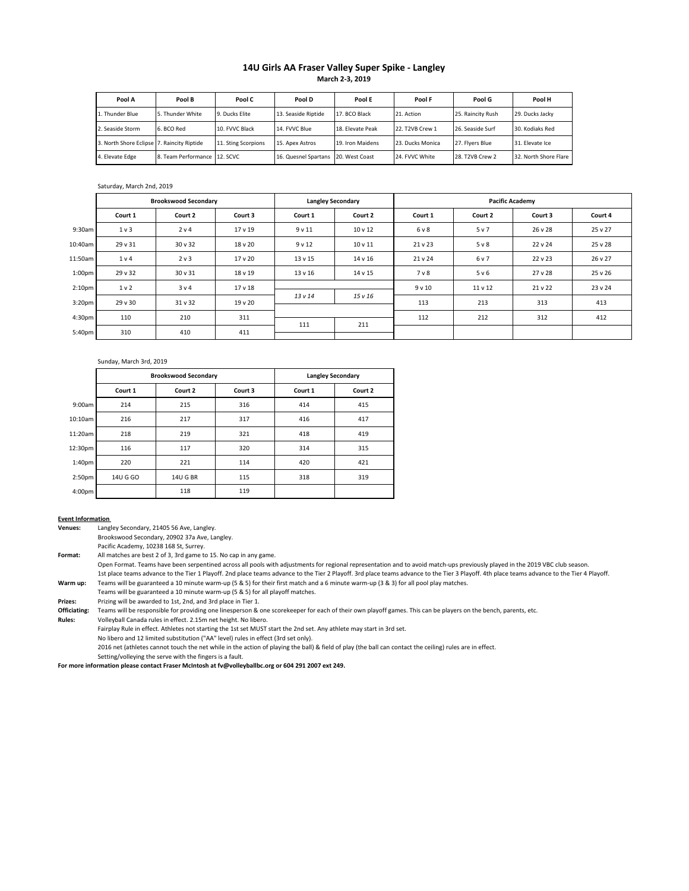# 14U Girls AA Fraser Valley Super Spike - Langley

**March 2-3, 2019**

| Pool A | Pool B | Pool C | Pool D | Pool E | Pool F | Pool G | Pool H |
|---|---|---|---|---|---|---|---|
| 1. Thunder Blue | 5. Thunder White | 9. Ducks Elite | 13. Seaside Riptide | 17. BCO Black | 21. Action | 25. Raincity Rush | 29. Ducks Jacky |
| 2. Seaside Storm | 6. BCO Red | 10. FVVC Black | 14. FVVC Blue | 18. Elevate Peak | 22. T2VB Crew 1 | 26. Seaside Surf | 30. Kodiaks Red |
| 3. North Shore Eclipse | 7. Raincity Riptide | 11. Sting Scorpions | 15. Apex Astros | 19. Iron Maidens | 23. Ducks Monica | 27. Flyers Blue | 31. Elevate Ice |
| 4. Elevate Edge | 8. Team Performance | 12. SCVC | 16. Quesnel Spartans | 20. West Coast | 24. FVVC White | 28. T2VB Crew 2 | 32. North Shore Flare |

Saturday, March 2nd, 2019

| | Brookswood Secondary | | | Langley Secondary | | Pacific Academy | | | |
|---|---|---|---|---|---|---|---|---|---|
| | Court 1 | Court 2 | Court 3 | Court 1 | Court 2 | Court 1 | Court 2 | Court 3 | Court 4 |
| 9:30am | 1 v 3 | 2 v 4 | 17 v 19 | 9 v 11 | 10 v 12 | 6 v 8 | 5 v 7 | 26 v 28 | 25 v 27 |
| 10:40am | 29 v 31 | 30 v 32 | 18 v 20 | 9 v 12 | 10 v 11 | 21 v 23 | 5 v 8 | 22 v 24 | 25 v 28 |
| 11:50am | 1 v 4 | 2 v 3 | 17 v 20 | 13 v 15 | 14 v 16 | 21 v 24 | 6 v 7 | 22 v 23 | 26 v 27 |
| 1:00pm | 29 v 32 | 30 v 31 | 18 v 19 | 13 v 16 | 14 v 15 | 7 v 8 | 5 v 6 | 27 v 28 | 25 v 26 |
| 2:10pm | 1 v 2 | 3 v 4 | 17 v 18 | *13 v 14* | *15 v 16* | 9 v 10 | 11 v 12 | 21 v 22 | 23 v 24 |
| 3:20pm | 29 v 30 | 31 v 32 | 19 v 20 | | | 113 | 213 | 313 | 413 |
| 4:30pm | 110 | 210 | 311 | 111 | 211 | 112 | 212 | 312 | 412 |
| 5:40pm | 310 | 410 | 411 | | | | | | |

Sunday, March 3rd, 2019

| | Brookswood Secondary | | | Langley Secondary | |
|---|---|---|---|---|---|
| | Court 1 | Court 2 | Court 3 | Court 1 | Court 2 |
| 9:00am | 214 | 215 | 316 | 414 | 415 |
| 10:10am | 216 | 217 | 317 | 416 | 417 |
| 11:20am | 218 | 219 | 321 | 418 | 419 |
| 12:30pm | 116 | 117 | 320 | 314 | 315 |
| 1:40pm | 220 | 221 | 114 | 420 | 421 |
| 2:50pm | 14U G GO | 14U G BR | 115 | 318 | 319 |
| 4:00pm | | 118 | 119 | | |

**Event Information**

**Venues:** Langley Secondary, 21405 56 Ave, Langley.
Brookswood Secondary, 20902 37a Ave, Langley.
Pacific Academy, 10238 168 St, Surrey.

**Format:** All matches are best 2 of 3, 3rd game to 15. No cap in any game.
Open Format. Teams have been serpentined across all pools with adjustments for regional representation and to avoid match-ups previously played in the 2019 VBC club season.
1st place teams advance to the Tier 1 Playoff. 2nd place teams advance to the Tier 2 Playoff. 3rd place teams advance to the Tier 3 Playoff. 4th place teams advance to the Tier 4 Playoff.

**Warm up:** Teams will be guaranteed a 10 minute warm-up (5 & 5) for their first match and a 6 minute warm-up (3 & 3) for all pool play matches.
Teams will be guaranteed a 10 minute warm-up (5 & 5) for all playoff matches.

**Prizes:** Prizing will be awarded to 1st, 2nd, and 3rd place in Tier 1.

**Officiating:** Teams will be responsible for providing one linesperson & one scorekeeper for each of their own playoff games. This can be players on the bench, parents, etc.

**Rules:** Volleyball Canada rules in effect. 2.15m net height. No libero.
Fairplay Rule in effect. Athletes not starting the 1st set MUST start the 2nd set. Any athlete may start in 3rd set.
No libero and 12 limited substitution ("AA" level) rules in effect (3rd set only).
2016 net (athletes cannot touch the net while in the action of playing the ball) & field of play (the ball can contact the ceiling) rules are in effect.
Setting/volleying the serve with the fingers is a fault.

**For more information please contact Fraser McIntosh at fv@volleyballbc.org or 604 291 2007 ext 249.**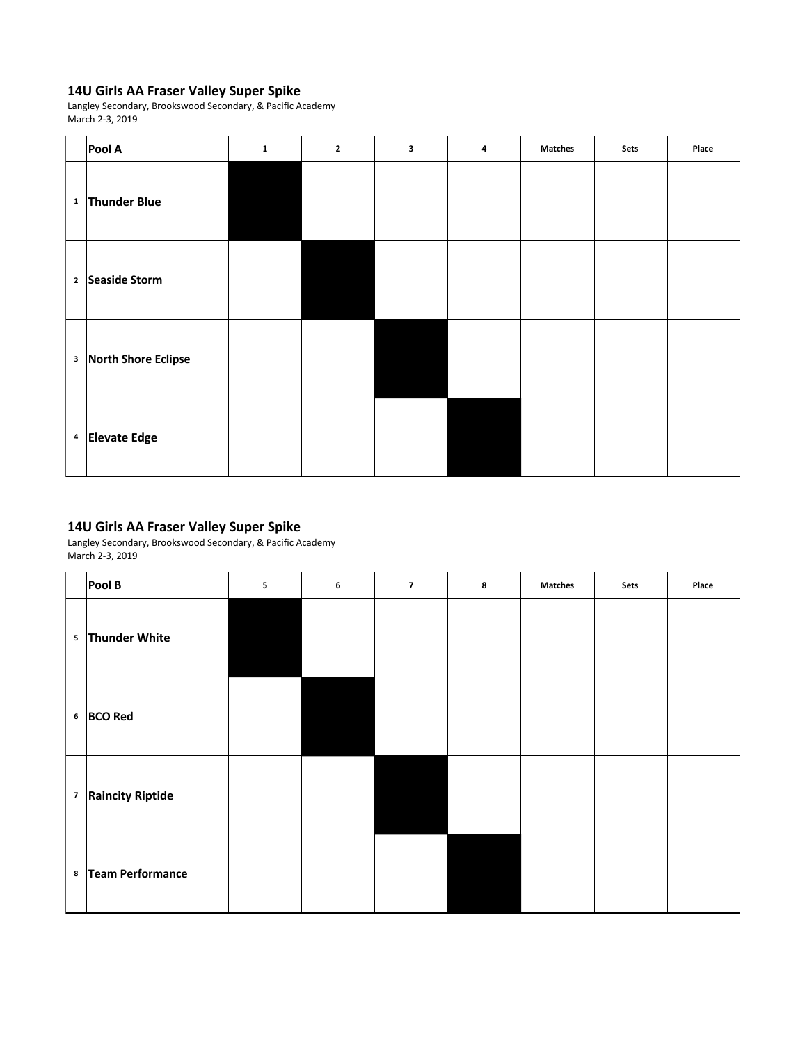## 14U Girls AA Fraser Valley Super Spike

Langley Secondary, Brookswood Secondary, & Pacific Academy
March 2-3, 2019

| | Pool A | 1 | 2 | 3 | 4 | Matches | Sets | Place |
|---|---|---|---|---|---|---|---|---|
| 1 | **Thunder Blue** | | | | | | | |
| 2 | **Seaside Storm** | | | | | | | |
| 3 | **North Shore Eclipse** | | | | | | | |
| 4 | **Elevate Edge** | | | | | | | |

## 14U Girls AA Fraser Valley Super Spike

Langley Secondary, Brookswood Secondary, & Pacific Academy
March 2-3, 2019

| | Pool B | 5 | 6 | 7 | 8 | Matches | Sets | Place |
|---|---|---|---|---|---|---|---|---|
| 5 | **Thunder White** | | | | | | | |
| 6 | **BCO Red** | | | | | | | |
| 7 | **Raincity Riptide** | | | | | | | |
| 8 | **Team Performance** | | | | | | | |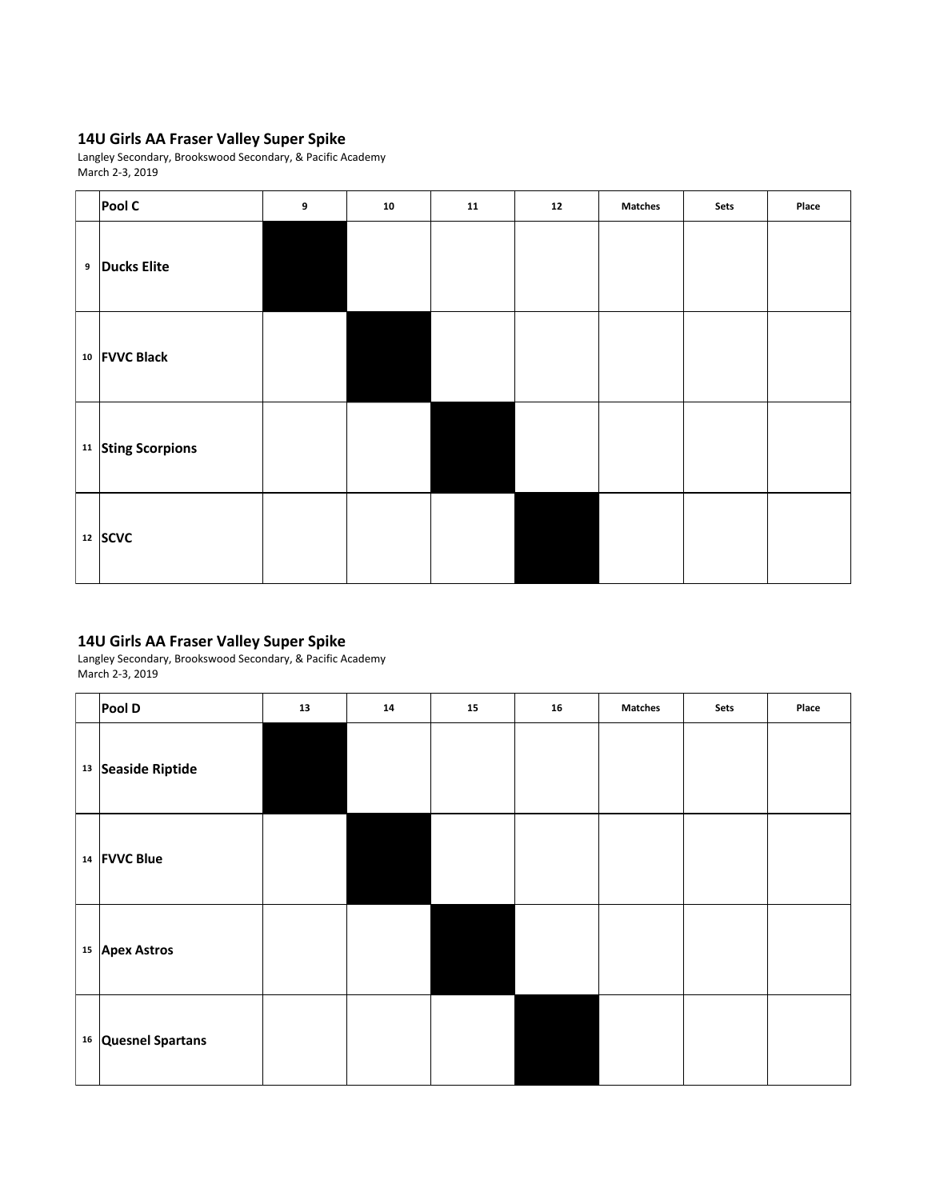## 14U Girls AA Fraser Valley Super Spike

Langley Secondary, Brookswood Secondary, & Pacific Academy
March 2-3, 2019

| | Pool C | 9 | 10 | 11 | 12 | Matches | Sets | Place |
|---|---|---|---|---|---|---|---|---|
| 9 | **Ducks Elite** | | | | | | | |
| 10 | **FVVC Black** | | | | | | | |
| 11 | **Sting Scorpions** | | | | | | | |
| 12 | **SCVC** | | | | | | | |

## 14U Girls AA Fraser Valley Super Spike

Langley Secondary, Brookswood Secondary, & Pacific Academy
March 2-3, 2019

| | Pool D | 13 | 14 | 15 | 16 | Matches | Sets | Place |
|---|---|---|---|---|---|---|---|---|
| 13 | **Seaside Riptide** | | | | | | | |
| 14 | **FVVC Blue** | | | | | | | |
| 15 | **Apex Astros** | | | | | | | |
| 16 | **Quesnel Spartans** | | | | | | | |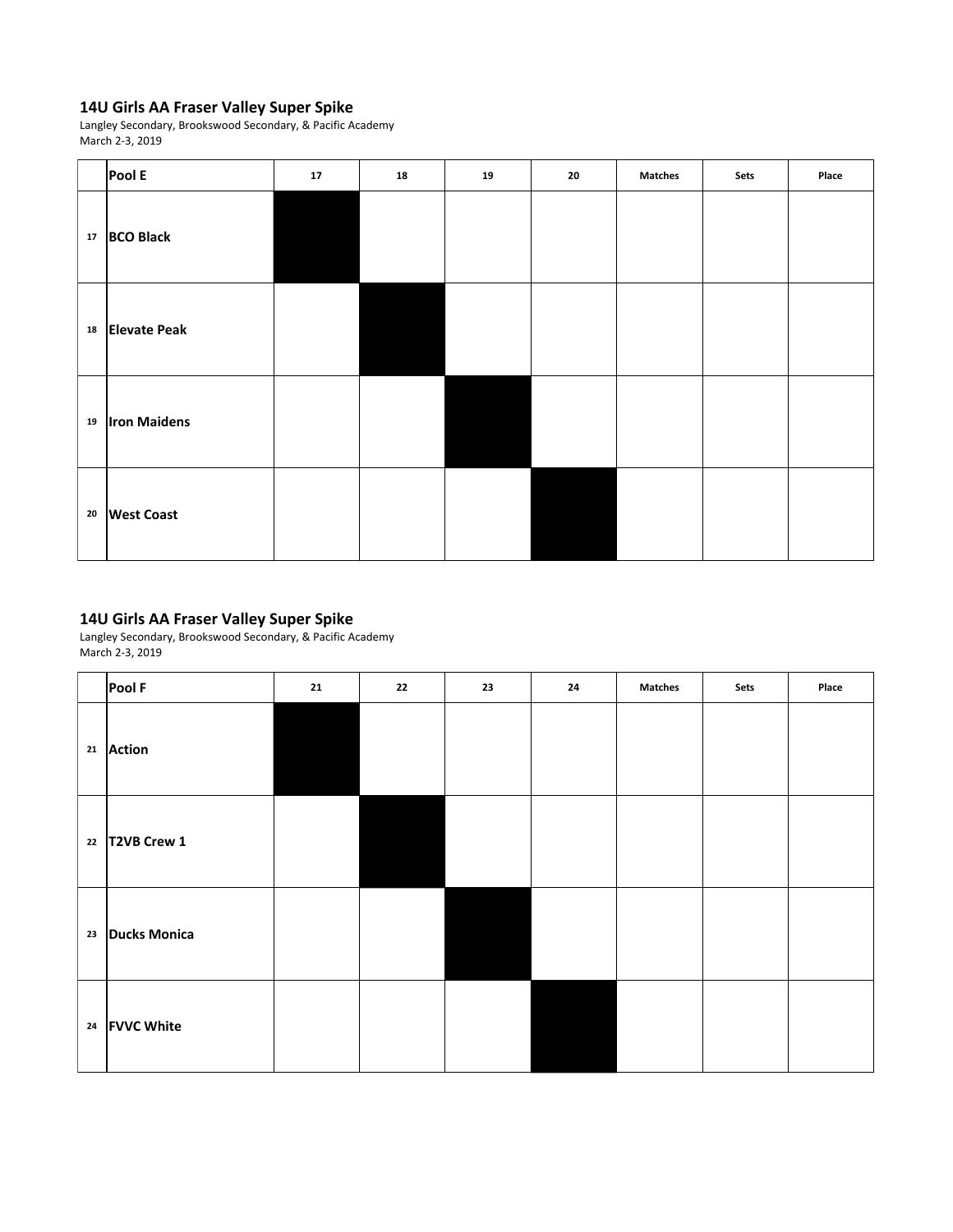## 14U Girls AA Fraser Valley Super Spike

Langley Secondary, Brookswood Secondary, & Pacific Academy
March 2-3, 2019

| | Pool E | 17 | 18 | 19 | 20 | Matches | Sets | Place |
|---|---|---|---|---|---|---|---|---|
| 17 | BCO Black | | | | | | | |
| 18 | Elevate Peak | | | | | | | |
| 19 | Iron Maidens | | | | | | | |
| 20 | West Coast | | | | | | | |

## 14U Girls AA Fraser Valley Super Spike

Langley Secondary, Brookswood Secondary, & Pacific Academy
March 2-3, 2019

| | Pool F | 21 | 22 | 23 | 24 | Matches | Sets | Place |
|---|---|---|---|---|---|---|---|---|
| 21 | Action | | | | | | | |
| 22 | T2VB Crew 1 | | | | | | | |
| 23 | Ducks Monica | | | | | | | |
| 24 | FVVC White | | | | | | | |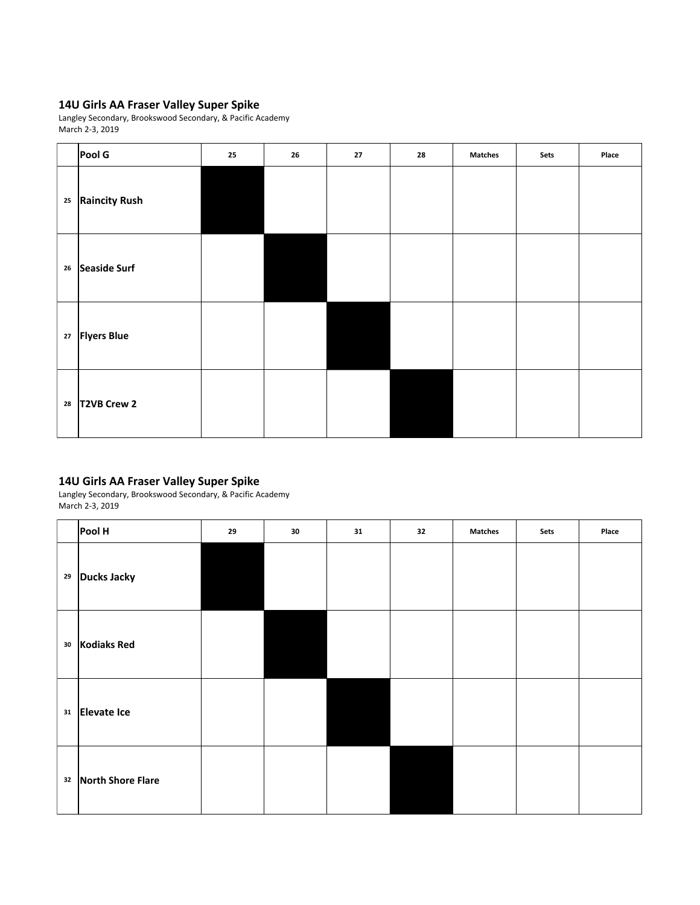## 14U Girls AA Fraser Valley Super Spike

Langley Secondary, Brookswood Secondary, & Pacific Academy
March 2-3, 2019

| | Pool G | 25 | 26 | 27 | 28 | Matches | Sets | Place |
|---|---|---|---|---|---|---|---|---|
| 25 | Raincity Rush | | | | | | | |
| 26 | Seaside Surf | | | | | | | |
| 27 | Flyers Blue | | | | | | | |
| 28 | T2VB Crew 2 | | | | | | | |

## 14U Girls AA Fraser Valley Super Spike

Langley Secondary, Brookswood Secondary, & Pacific Academy
March 2-3, 2019

| | Pool H | 29 | 30 | 31 | 32 | Matches | Sets | Place |
|---|---|---|---|---|---|---|---|---|
| 29 | Ducks Jacky | | | | | | | |
| 30 | Kodiaks Red | | | | | | | |
| 31 | Elevate Ice | | | | | | | |
| 32 | North Shore Flare | | | | | | | |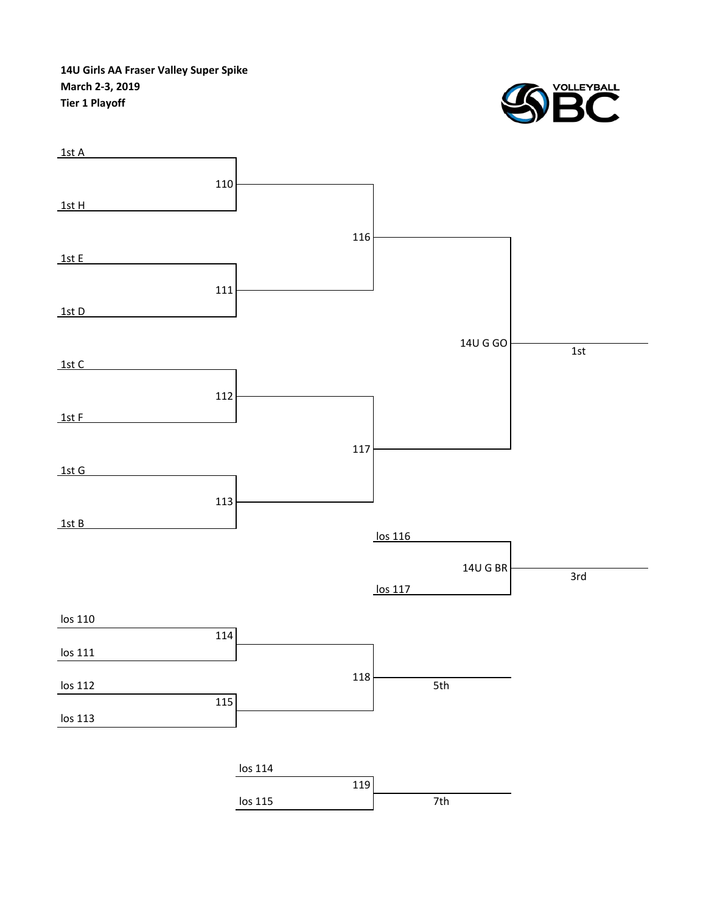**14U Girls AA Fraser Valley Super Spike**
**March 2-3, 2019**
**Tier 1 Playoff**

1st A
110
1st H

116

1st E
111
1st D

14U G GO — 1st

1st C
112
1st F

117

1st G
113
1st B

los 116
14U G BR — 3rd
los 117

los 110
114
los 111

118 — 5th

los 112
115
los 113

los 114
119 — 7th
los 115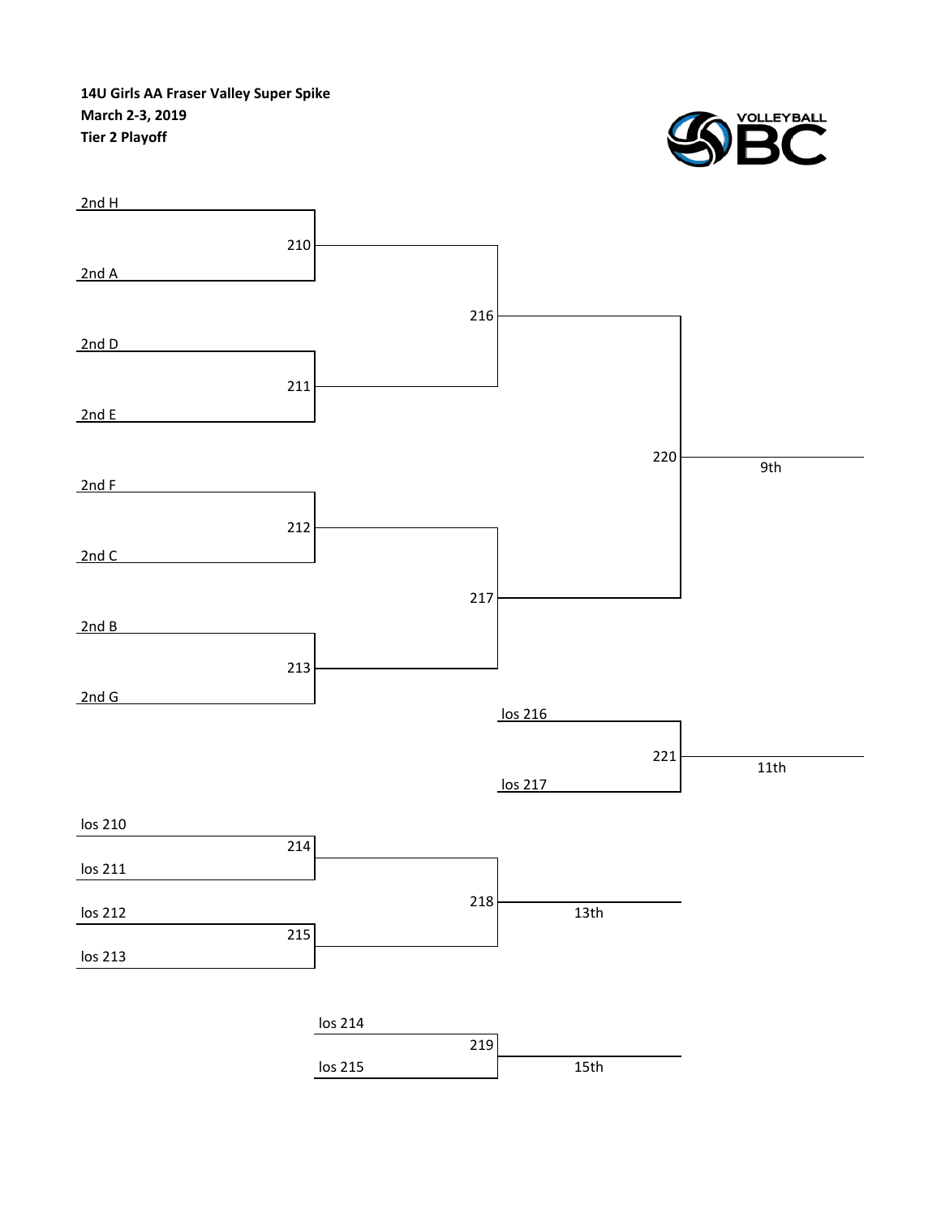**14U Girls AA Fraser Valley Super Spike**
**March 2-3, 2019**
**Tier 2 Playoff**

2nd H
210
2nd A

216

2nd D
211
2nd E

220
9th

2nd F
212
2nd C

217

2nd B
213
2nd G

los 216
221
11th
los 217

los 210
214
los 211

218
13th

los 212
215
los 213

los 214
219
15th
los 215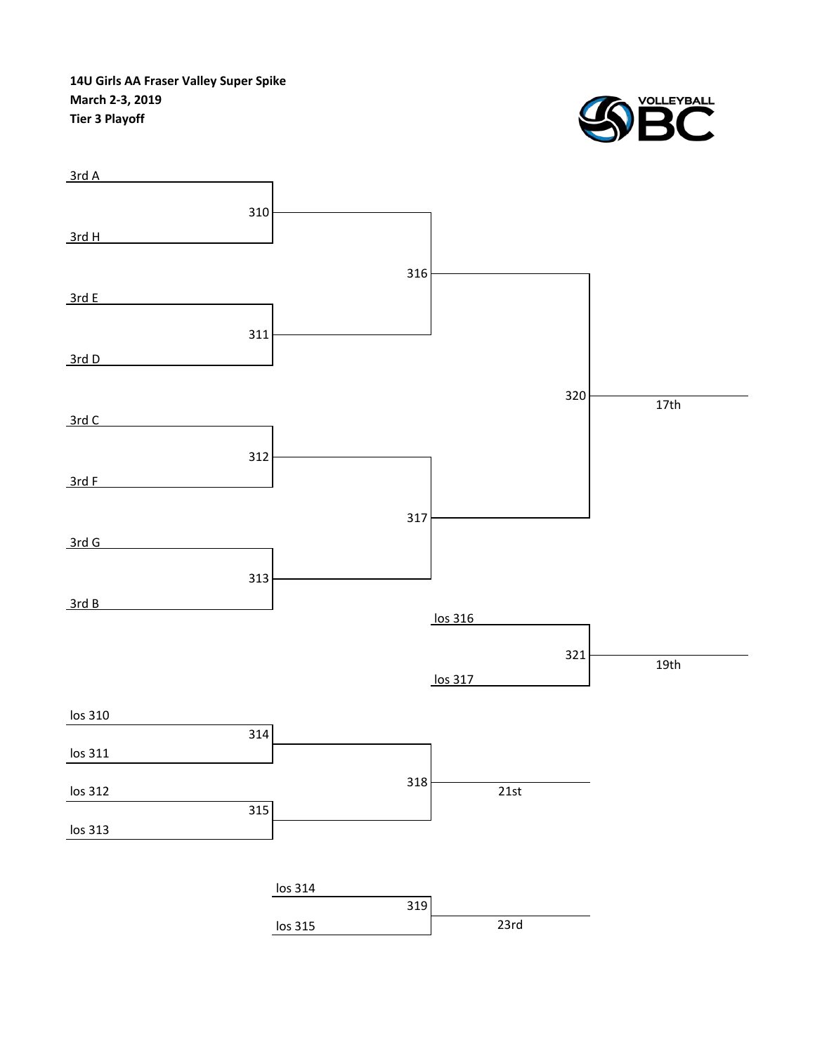**14U Girls AA Fraser Valley Super Spike**
**March 2-3, 2019**
**Tier 3 Playoff**

3rd A

310

3rd H

316

3rd E

311

3rd D

320

17th

3rd C

312

3rd F

317

3rd G

313

3rd B

los 316

321

19th

los 317

los 310

314

los 311

318

21st

los 312

315

los 313

los 314

319

23rd

los 315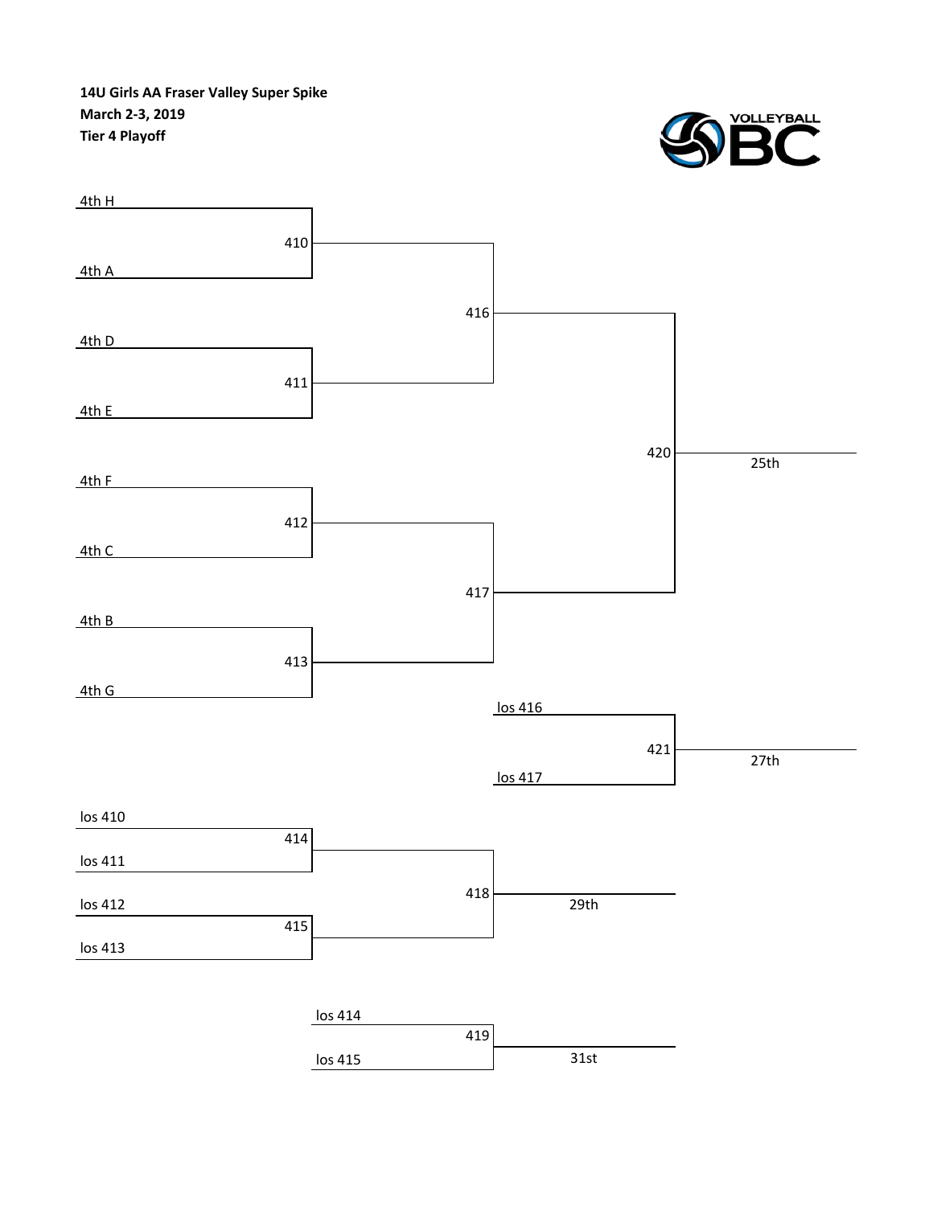**14U Girls AA Fraser Valley Super Spike**
**March 2-3, 2019**
**Tier 4 Playoff**

4th H
410
4th A

416

4th D
411
4th E

420 — 25th

4th F
412
4th C

417

4th B
413
4th G

los 416
421 — 27th
los 417

los 410
414
los 411

418 — 29th

los 412
415
los 413

los 414
419 — 31st
los 415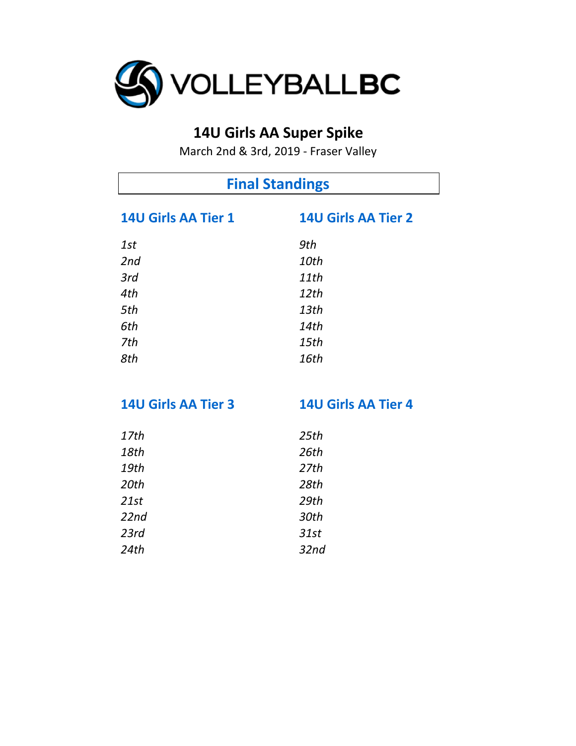VOLLEYBALLBC

# 14U Girls AA Super Spike

March 2nd & 3rd, 2019 - Fraser Valley

## Final Standings

### 14U Girls AA Tier 1

*1st*
*2nd*
*3rd*
*4th*
*5th*
*6th*
*7th*
*8th*

### 14U Girls AA Tier 2

*9th*
*10th*
*11th*
*12th*
*13th*
*14th*
*15th*
*16th*

### 14U Girls AA Tier 3

*17th*
*18th*
*19th*
*20th*
*21st*
*22nd*
*23rd*
*24th*

### 14U Girls AA Tier 4

*25th*
*26th*
*27th*
*28th*
*29th*
*30th*
*31st*
*32nd*